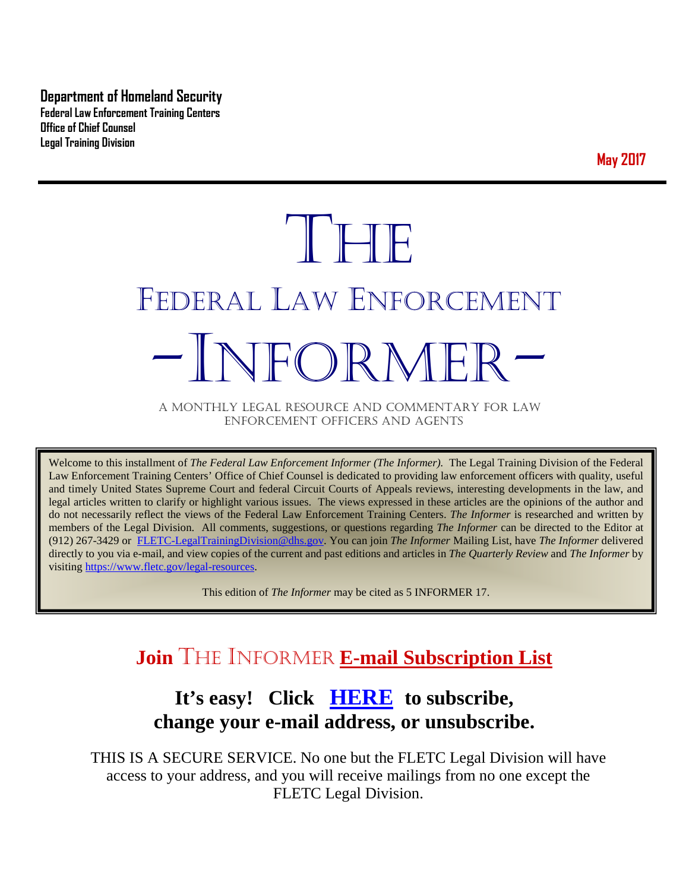**Department of Homeland Security**
**Federal Law Enforcement Training Centers**
**Office of Chief Counsel**
**Legal Training Division**

**May 2017**

# THE
# FEDERAL LAW ENFORCEMENT
# -INFORMER-

A MONTHLY LEGAL RESOURCE AND COMMENTARY FOR LAW ENFORCEMENT OFFICERS AND AGENTS

Welcome to this installment of *The Federal Law Enforcement Informer (The Informer)*. The Legal Training Division of the Federal Law Enforcement Training Centers' Office of Chief Counsel is dedicated to providing law enforcement officers with quality, useful and timely United States Supreme Court and federal Circuit Courts of Appeals reviews, interesting developments in the law, and legal articles written to clarify or highlight various issues. The views expressed in these articles are the opinions of the author and do not necessarily reflect the views of the Federal Law Enforcement Training Centers. *The Informer* is researched and written by members of the Legal Division. All comments, suggestions, or questions regarding *The Informer* can be directed to the Editor at (912) 267-3429 or FLETC-LegalTrainingDivision@dhs.gov. You can join *The Informer* Mailing List, have *The Informer* delivered directly to you via e-mail, and view copies of the current and past editions and articles in *The Quarterly Review* and *The Informer* by visiting https://www.fletc.gov/legal-resources.

This edition of *The Informer* may be cited as 5 INFORMER 17.

## Join THE INFORMER E-mail Subscription List

### It's easy! Click HERE to subscribe, change your e-mail address, or unsubscribe.

THIS IS A SECURE SERVICE. No one but the FLETC Legal Division will have access to your address, and you will receive mailings from no one except the FLETC Legal Division.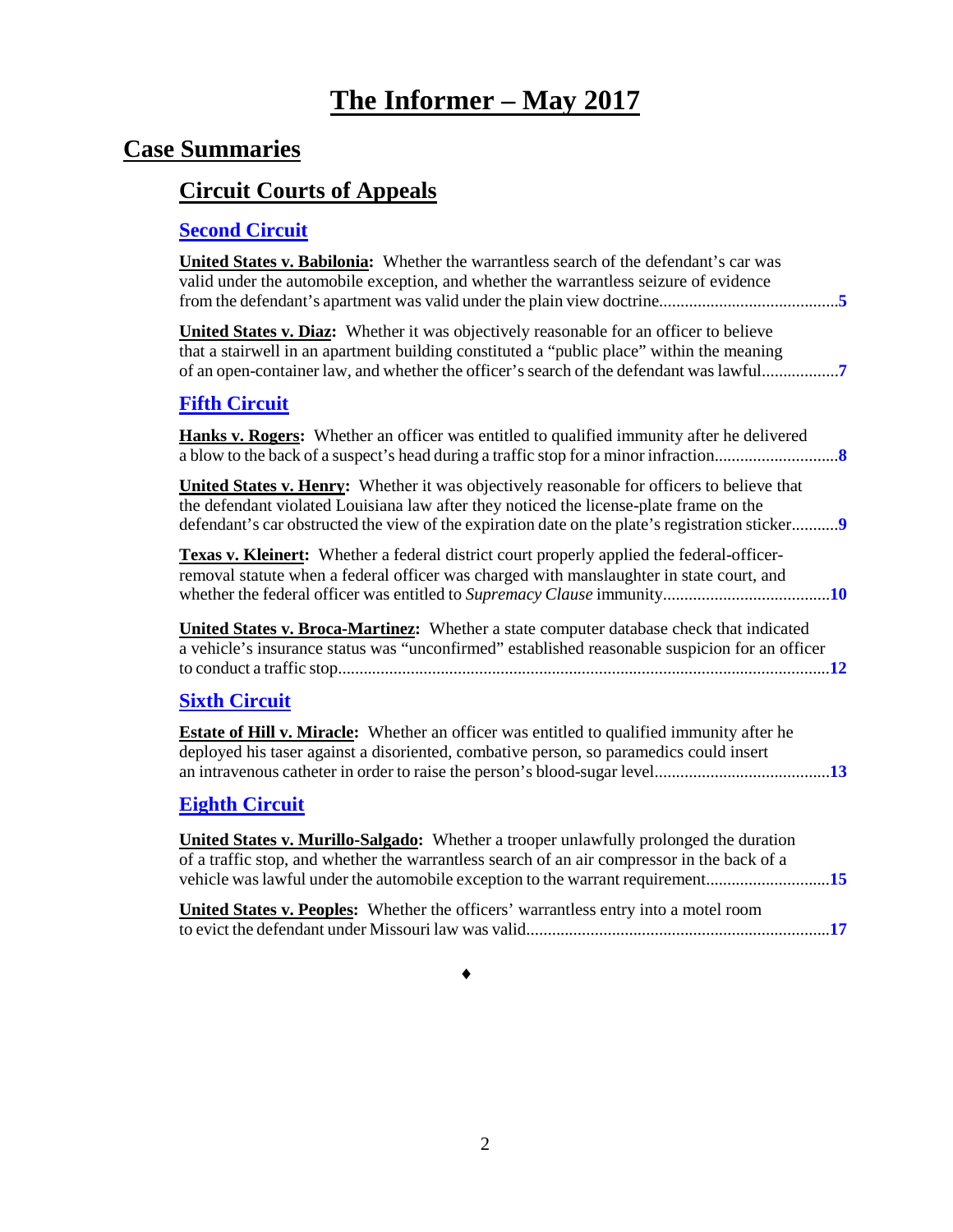# The Informer – May 2017

## Case Summaries

### Circuit Courts of Appeals

#### Second Circuit

**United States v. Babilonia:** Whether the warrantless search of the defendant's car was valid under the automobile exception, and whether the warrantless seizure of evidence from the defendant's apartment was valid under the plain view doctrine..........................................5

**United States v. Diaz:** Whether it was objectively reasonable for an officer to believe that a stairwell in an apartment building constituted a "public place" within the meaning of an open-container law, and whether the officer's search of the defendant was lawful..................7

#### Fifth Circuit

**Hanks v. Rogers:** Whether an officer was entitled to qualified immunity after he delivered a blow to the back of a suspect's head during a traffic stop for a minor infraction............................8

**United States v. Henry:** Whether it was objectively reasonable for officers to believe that the defendant violated Louisiana law after they noticed the license-plate frame on the defendant's car obstructed the view of the expiration date on the plate's registration sticker...........9

**Texas v. Kleinert:** Whether a federal district court properly applied the federal-officer-removal statute when a federal officer was charged with manslaughter in state court, and whether the federal officer was entitled to *Supremacy Clause* immunity......................................10

**United States v. Broca-Martinez:** Whether a state computer database check that indicated a vehicle's insurance status was "unconfirmed" established reasonable suspicion for an officer to conduct a traffic stop..................................................................................................................12

#### Sixth Circuit

**Estate of Hill v. Miracle:** Whether an officer was entitled to qualified immunity after he deployed his taser against a disoriented, combative person, so paramedics could insert an intravenous catheter in order to raise the person's blood-sugar level.........................................13

#### Eighth Circuit

**United States v. Murillo-Salgado:** Whether a trooper unlawfully prolonged the duration of a traffic stop, and whether the warrantless search of an air compressor in the back of a vehicle was lawful under the automobile exception to the warrant requirement............................15

**United States v. Peoples:** Whether the officers' warrantless entry into a motel room to evict the defendant under Missouri law was valid......................................................................17

♦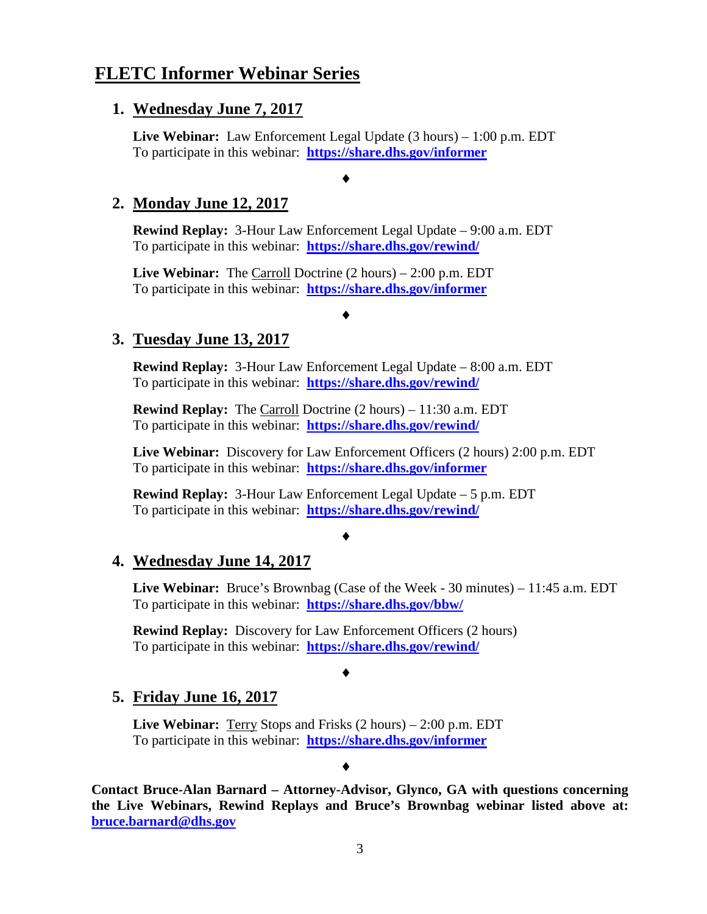# FLETC Informer Webinar Series

## 1. Wednesday June 7, 2017

**Live Webinar:** Law Enforcement Legal Update (3 hours) – 1:00 p.m. EDT
To participate in this webinar: **https://share.dhs.gov/informer**

♦

## 2. Monday June 12, 2017

**Rewind Replay:** 3-Hour Law Enforcement Legal Update – 9:00 a.m. EDT
To participate in this webinar: **https://share.dhs.gov/rewind/**

**Live Webinar:** The Carroll Doctrine (2 hours) – 2:00 p.m. EDT
To participate in this webinar: **https://share.dhs.gov/informer**

♦

## 3. Tuesday June 13, 2017

**Rewind Replay:** 3-Hour Law Enforcement Legal Update – 8:00 a.m. EDT
To participate in this webinar: **https://share.dhs.gov/rewind/**

**Rewind Replay:** The Carroll Doctrine (2 hours) – 11:30 a.m. EDT
To participate in this webinar: **https://share.dhs.gov/rewind/**

**Live Webinar:** Discovery for Law Enforcement Officers (2 hours) 2:00 p.m. EDT
To participate in this webinar: **https://share.dhs.gov/informer**

**Rewind Replay:** 3-Hour Law Enforcement Legal Update – 5 p.m. EDT
To participate in this webinar: **https://share.dhs.gov/rewind/**

♦

## 4. Wednesday June 14, 2017

**Live Webinar:** Bruce's Brownbag (Case of the Week - 30 minutes) – 11:45 a.m. EDT
To participate in this webinar: **https://share.dhs.gov/bbw/**

**Rewind Replay:** Discovery for Law Enforcement Officers (2 hours)
To participate in this webinar: **https://share.dhs.gov/rewind/**

♦

## 5. Friday June 16, 2017

**Live Webinar:** Terry Stops and Frisks (2 hours) – 2:00 p.m. EDT
To participate in this webinar: **https://share.dhs.gov/informer**

♦

**Contact Bruce-Alan Barnard – Attorney-Advisor, Glynco, GA with questions concerning the Live Webinars, Rewind Replays and Bruce's Brownbag webinar listed above at: bruce.barnard@dhs.gov**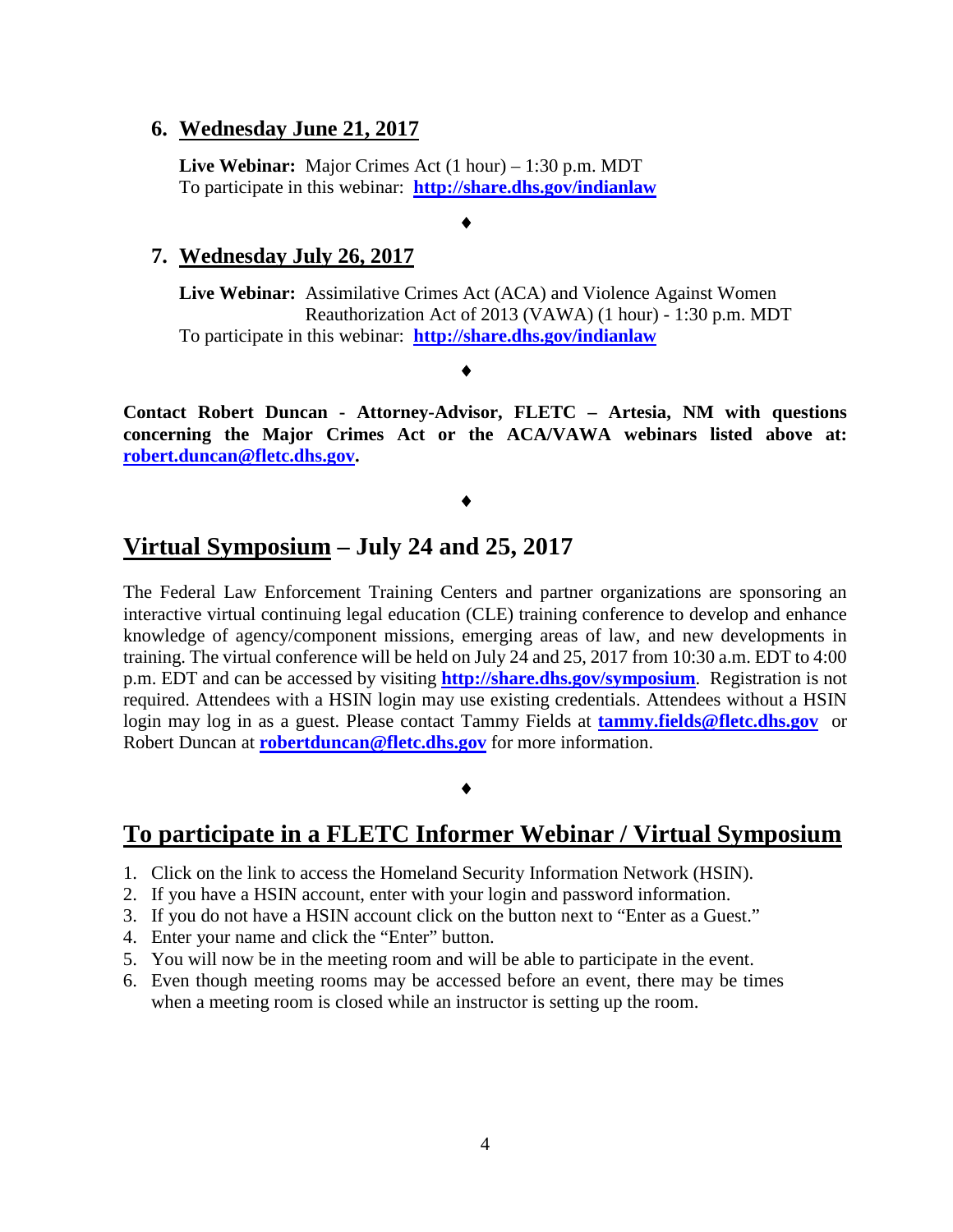6. **Wednesday June 21, 2017**

   **Live Webinar:** Major Crimes Act (1 hour) – 1:30 p.m. MDT
   To participate in this webinar: **http://share.dhs.gov/indianlaw**

♦

7. **Wednesday July 26, 2017**

   **Live Webinar:** Assimilative Crimes Act (ACA) and Violence Against Women Reauthorization Act of 2013 (VAWA) (1 hour) - 1:30 p.m. MDT
   To participate in this webinar: **http://share.dhs.gov/indianlaw**

♦

**Contact Robert Duncan - Attorney-Advisor, FLETC – Artesia, NM with questions concerning the Major Crimes Act or the ACA/VAWA webinars listed above at: robert.duncan@fletc.dhs.gov.**

♦

## Virtual Symposium – July 24 and 25, 2017

The Federal Law Enforcement Training Centers and partner organizations are sponsoring an interactive virtual continuing legal education (CLE) training conference to develop and enhance knowledge of agency/component missions, emerging areas of law, and new developments in training. The virtual conference will be held on July 24 and 25, 2017 from 10:30 a.m. EDT to 4:00 p.m. EDT and can be accessed by visiting **http://share.dhs.gov/symposium**. Registration is not required. Attendees with a HSIN login may use existing credentials. Attendees without a HSIN login may log in as a guest. Please contact Tammy Fields at **tammy.fields@fletc.dhs.gov** or Robert Duncan at **robertduncan@fletc.dhs.gov** for more information.

♦

## To participate in a FLETC Informer Webinar / Virtual Symposium

1. Click on the link to access the Homeland Security Information Network (HSIN).
2. If you have a HSIN account, enter with your login and password information.
3. If you do not have a HSIN account click on the button next to "Enter as a Guest."
4. Enter your name and click the "Enter" button.
5. You will now be in the meeting room and will be able to participate in the event.
6. Even though meeting rooms may be accessed before an event, there may be times when a meeting room is closed while an instructor is setting up the room.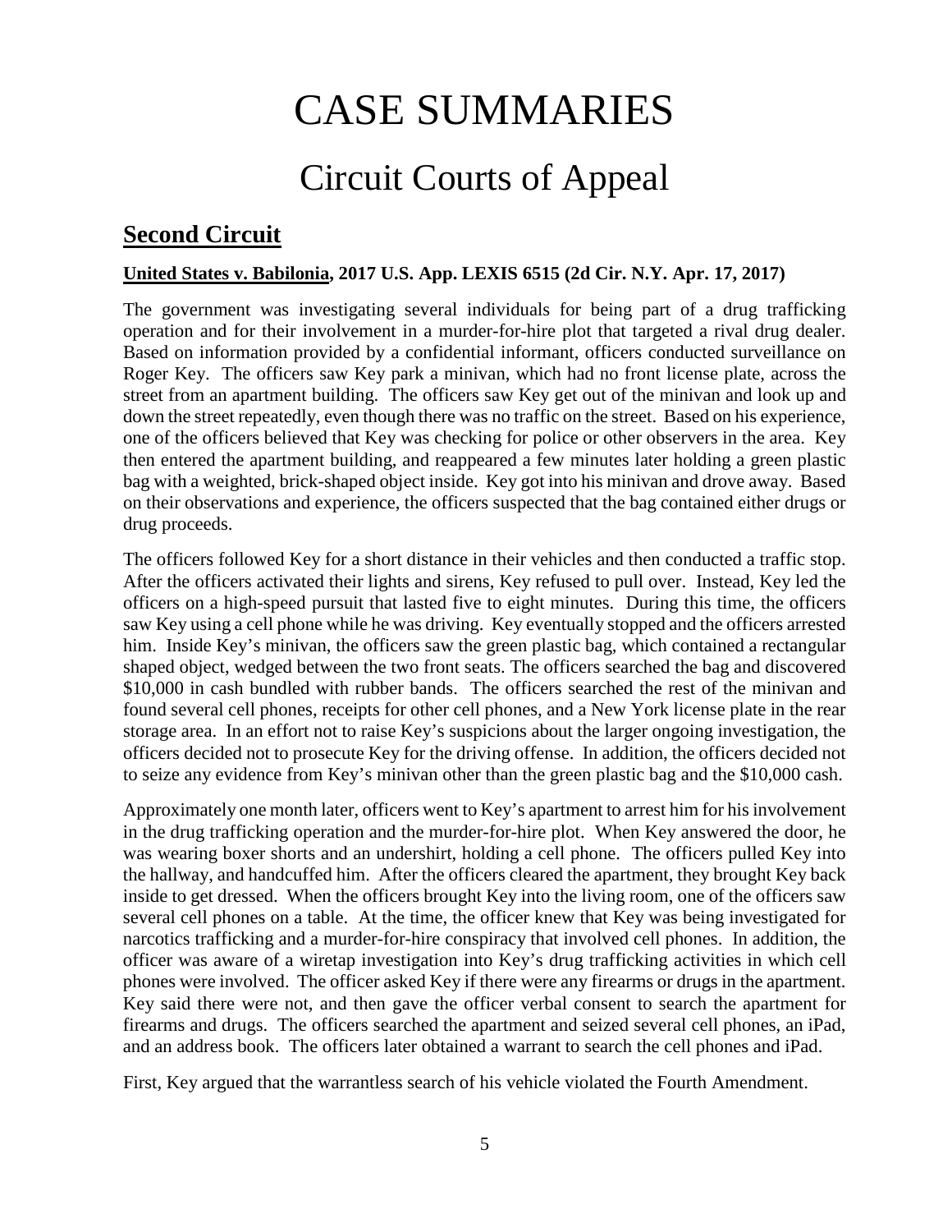# CASE SUMMARIES

## Circuit Courts of Appeal

### Second Circuit

**United States v. Babilonia, 2017 U.S. App. LEXIS 6515 (2d Cir. N.Y. Apr. 17, 2017)**

The government was investigating several individuals for being part of a drug trafficking operation and for their involvement in a murder-for-hire plot that targeted a rival drug dealer. Based on information provided by a confidential informant, officers conducted surveillance on Roger Key. The officers saw Key park a minivan, which had no front license plate, across the street from an apartment building. The officers saw Key get out of the minivan and look up and down the street repeatedly, even though there was no traffic on the street. Based on his experience, one of the officers believed that Key was checking for police or other observers in the area. Key then entered the apartment building, and reappeared a few minutes later holding a green plastic bag with a weighted, brick-shaped object inside. Key got into his minivan and drove away. Based on their observations and experience, the officers suspected that the bag contained either drugs or drug proceeds.

The officers followed Key for a short distance in their vehicles and then conducted a traffic stop. After the officers activated their lights and sirens, Key refused to pull over. Instead, Key led the officers on a high-speed pursuit that lasted five to eight minutes. During this time, the officers saw Key using a cell phone while he was driving. Key eventually stopped and the officers arrested him. Inside Key's minivan, the officers saw the green plastic bag, which contained a rectangular shaped object, wedged between the two front seats. The officers searched the bag and discovered $10,000 in cash bundled with rubber bands. The officers searched the rest of the minivan and found several cell phones, receipts for other cell phones, and a New York license plate in the rear storage area. In an effort not to raise Key's suspicions about the larger ongoing investigation, the officers decided not to prosecute Key for the driving offense. In addition, the officers decided not to seize any evidence from Key's minivan other than the green plastic bag and the $10,000 cash.

Approximately one month later, officers went to Key's apartment to arrest him for his involvement in the drug trafficking operation and the murder-for-hire plot. When Key answered the door, he was wearing boxer shorts and an undershirt, holding a cell phone. The officers pulled Key into the hallway, and handcuffed him. After the officers cleared the apartment, they brought Key back inside to get dressed. When the officers brought Key into the living room, one of the officers saw several cell phones on a table. At the time, the officer knew that Key was being investigated for narcotics trafficking and a murder-for-hire conspiracy that involved cell phones. In addition, the officer was aware of a wiretap investigation into Key's drug trafficking activities in which cell phones were involved. The officer asked Key if there were any firearms or drugs in the apartment. Key said there were not, and then gave the officer verbal consent to search the apartment for firearms and drugs. The officers searched the apartment and seized several cell phones, an iPad, and an address book. The officers later obtained a warrant to search the cell phones and iPad.

First, Key argued that the warrantless search of his vehicle violated the Fourth Amendment.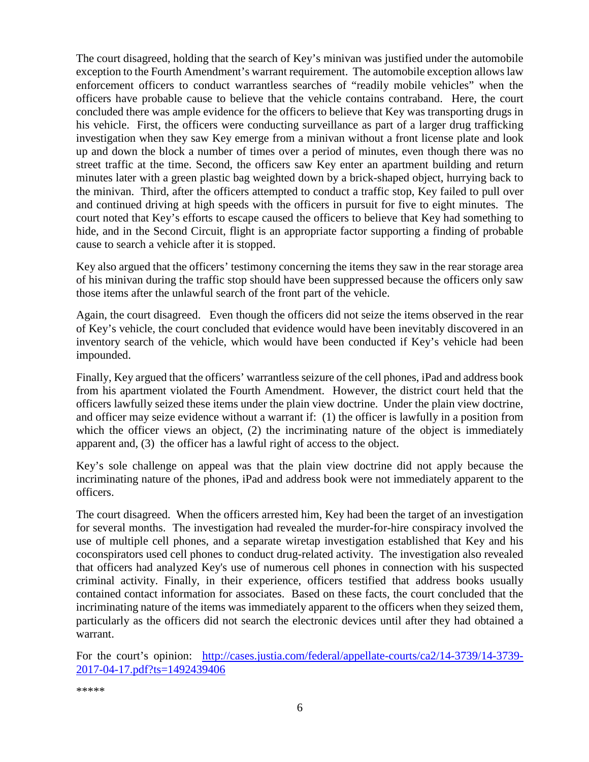The court disagreed, holding that the search of Key's minivan was justified under the automobile exception to the Fourth Amendment's warrant requirement. The automobile exception allows law enforcement officers to conduct warrantless searches of "readily mobile vehicles" when the officers have probable cause to believe that the vehicle contains contraband. Here, the court concluded there was ample evidence for the officers to believe that Key was transporting drugs in his vehicle. First, the officers were conducting surveillance as part of a larger drug trafficking investigation when they saw Key emerge from a minivan without a front license plate and look up and down the block a number of times over a period of minutes, even though there was no street traffic at the time. Second, the officers saw Key enter an apartment building and return minutes later with a green plastic bag weighted down by a brick-shaped object, hurrying back to the minivan. Third, after the officers attempted to conduct a traffic stop, Key failed to pull over and continued driving at high speeds with the officers in pursuit for five to eight minutes. The court noted that Key's efforts to escape caused the officers to believe that Key had something to hide, and in the Second Circuit, flight is an appropriate factor supporting a finding of probable cause to search a vehicle after it is stopped.

Key also argued that the officers' testimony concerning the items they saw in the rear storage area of his minivan during the traffic stop should have been suppressed because the officers only saw those items after the unlawful search of the front part of the vehicle.

Again, the court disagreed. Even though the officers did not seize the items observed in the rear of Key's vehicle, the court concluded that evidence would have been inevitably discovered in an inventory search of the vehicle, which would have been conducted if Key's vehicle had been impounded.

Finally, Key argued that the officers' warrantless seizure of the cell phones, iPad and address book from his apartment violated the Fourth Amendment. However, the district court held that the officers lawfully seized these items under the plain view doctrine. Under the plain view doctrine, and officer may seize evidence without a warrant if: (1) the officer is lawfully in a position from which the officer views an object, (2) the incriminating nature of the object is immediately apparent and, (3) the officer has a lawful right of access to the object.

Key's sole challenge on appeal was that the plain view doctrine did not apply because the incriminating nature of the phones, iPad and address book were not immediately apparent to the officers.

The court disagreed. When the officers arrested him, Key had been the target of an investigation for several months. The investigation had revealed the murder-for-hire conspiracy involved the use of multiple cell phones, and a separate wiretap investigation established that Key and his coconspirators used cell phones to conduct drug-related activity. The investigation also revealed that officers had analyzed Key's use of numerous cell phones in connection with his suspected criminal activity. Finally, in their experience, officers testified that address books usually contained contact information for associates. Based on these facts, the court concluded that the incriminating nature of the items was immediately apparent to the officers when they seized them, particularly as the officers did not search the electronic devices until after they had obtained a warrant.

For the court's opinion: [http://cases.justia.com/federal/appellate-courts/ca2/14-3739/14-3739-2017-04-17.pdf?ts=1492439406](http://cases.justia.com/federal/appellate-courts/ca2/14-3739/14-3739-2017-04-17.pdf?ts=1492439406)

*****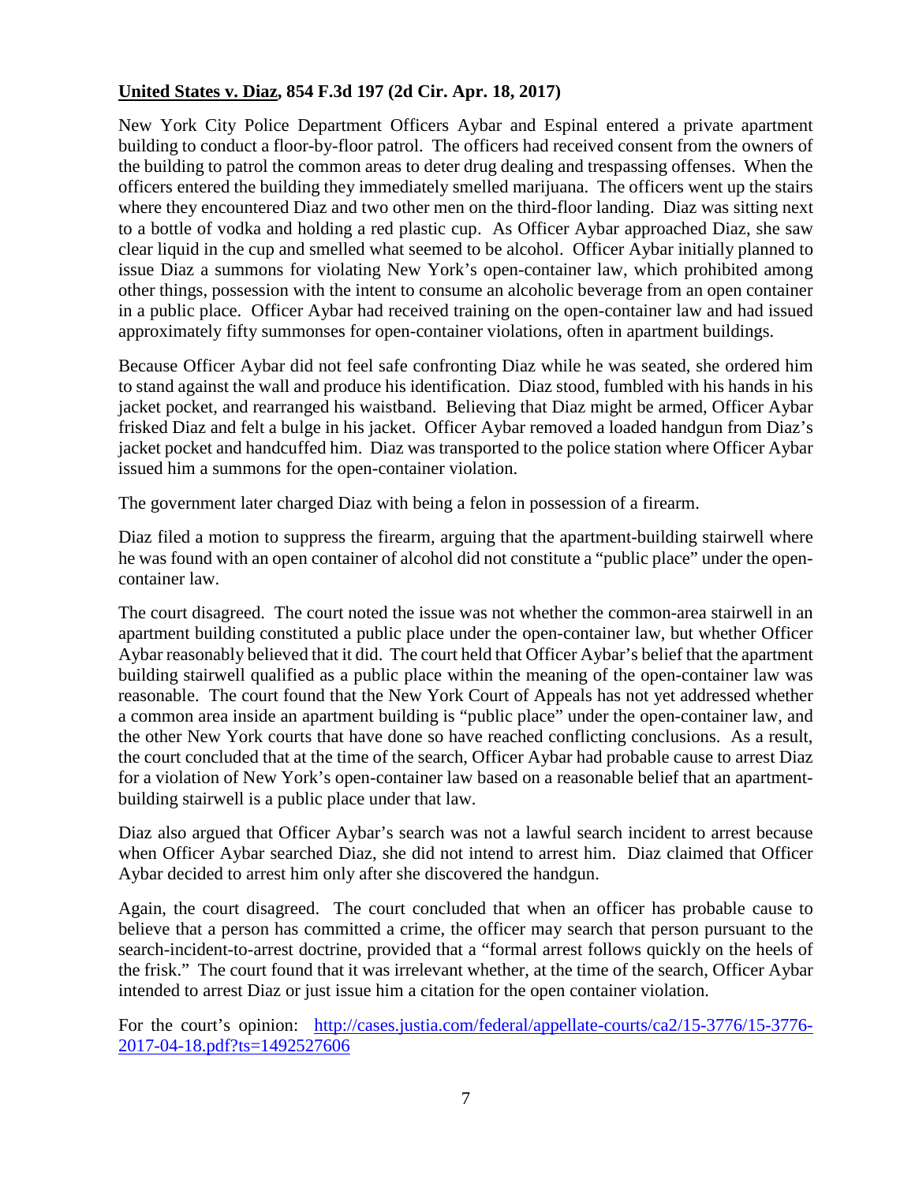**United States v. Diaz, 854 F.3d 197 (2d Cir. Apr. 18, 2017)**

New York City Police Department Officers Aybar and Espinal entered a private apartment building to conduct a floor-by-floor patrol. The officers had received consent from the owners of the building to patrol the common areas to deter drug dealing and trespassing offenses. When the officers entered the building they immediately smelled marijuana. The officers went up the stairs where they encountered Diaz and two other men on the third-floor landing. Diaz was sitting next to a bottle of vodka and holding a red plastic cup. As Officer Aybar approached Diaz, she saw clear liquid in the cup and smelled what seemed to be alcohol. Officer Aybar initially planned to issue Diaz a summons for violating New York's open-container law, which prohibited among other things, possession with the intent to consume an alcoholic beverage from an open container in a public place. Officer Aybar had received training on the open-container law and had issued approximately fifty summonses for open-container violations, often in apartment buildings.

Because Officer Aybar did not feel safe confronting Diaz while he was seated, she ordered him to stand against the wall and produce his identification. Diaz stood, fumbled with his hands in his jacket pocket, and rearranged his waistband. Believing that Diaz might be armed, Officer Aybar frisked Diaz and felt a bulge in his jacket. Officer Aybar removed a loaded handgun from Diaz's jacket pocket and handcuffed him. Diaz was transported to the police station where Officer Aybar issued him a summons for the open-container violation.

The government later charged Diaz with being a felon in possession of a firearm.

Diaz filed a motion to suppress the firearm, arguing that the apartment-building stairwell where he was found with an open container of alcohol did not constitute a "public place" under the open-container law.

The court disagreed. The court noted the issue was not whether the common-area stairwell in an apartment building constituted a public place under the open-container law, but whether Officer Aybar reasonably believed that it did. The court held that Officer Aybar's belief that the apartment building stairwell qualified as a public place within the meaning of the open-container law was reasonable. The court found that the New York Court of Appeals has not yet addressed whether a common area inside an apartment building is "public place" under the open-container law, and the other New York courts that have done so have reached conflicting conclusions. As a result, the court concluded that at the time of the search, Officer Aybar had probable cause to arrest Diaz for a violation of New York's open-container law based on a reasonable belief that an apartment-building stairwell is a public place under that law.

Diaz also argued that Officer Aybar's search was not a lawful search incident to arrest because when Officer Aybar searched Diaz, she did not intend to arrest him. Diaz claimed that Officer Aybar decided to arrest him only after she discovered the handgun.

Again, the court disagreed. The court concluded that when an officer has probable cause to believe that a person has committed a crime, the officer may search that person pursuant to the search-incident-to-arrest doctrine, provided that a "formal arrest follows quickly on the heels of the frisk." The court found that it was irrelevant whether, at the time of the search, Officer Aybar intended to arrest Diaz or just issue him a citation for the open container violation.

For the court's opinion: [http://cases.justia.com/federal/appellate-courts/ca2/15-3776/15-3776-2017-04-18.pdf?ts=1492527606](http://cases.justia.com/federal/appellate-courts/ca2/15-3776/15-3776-2017-04-18.pdf?ts=1492527606)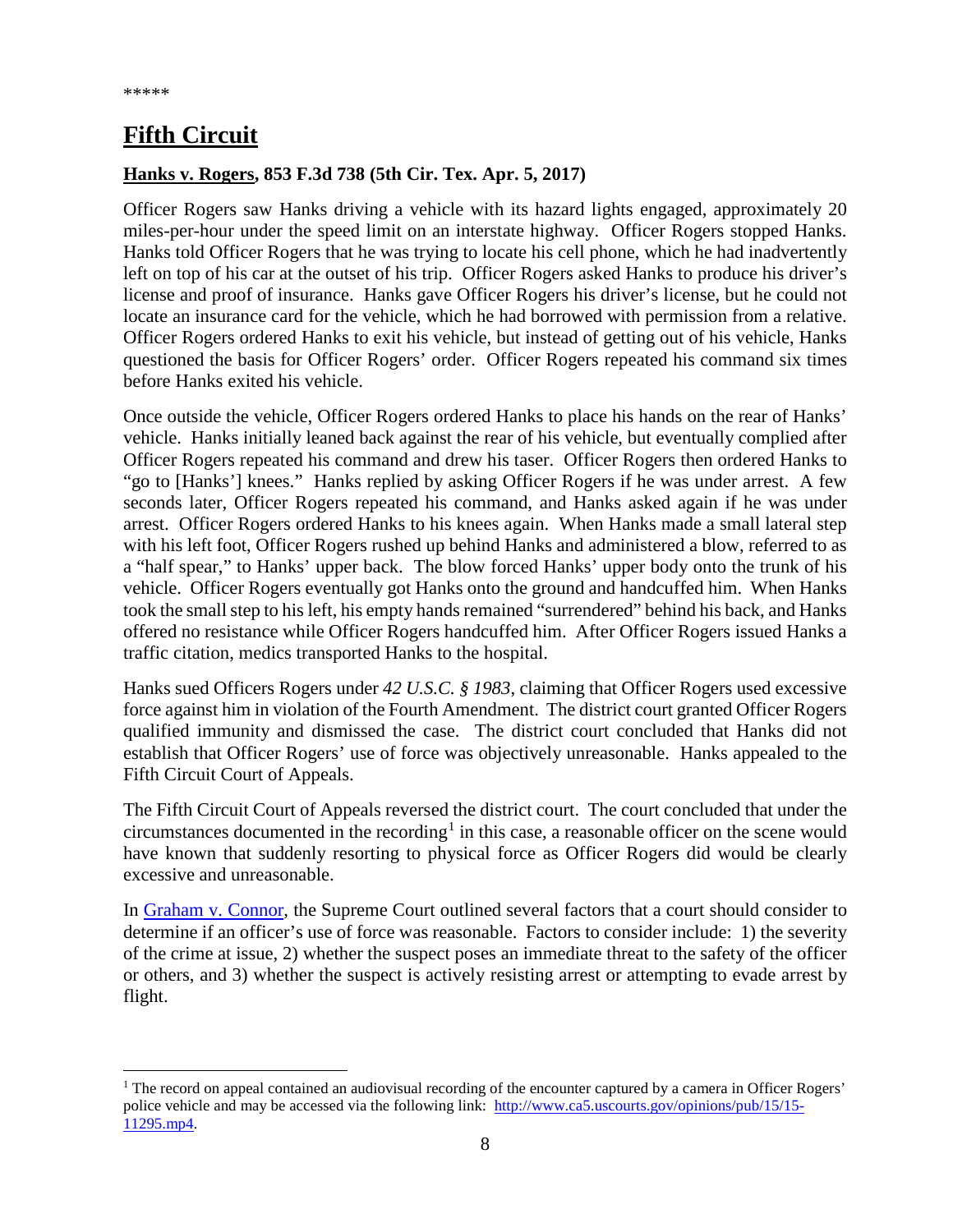*****

# Fifth Circuit

## Hanks v. Rogers, 853 F.3d 738 (5th Cir. Tex. Apr. 5, 2017)

Officer Rogers saw Hanks driving a vehicle with its hazard lights engaged, approximately 20 miles-per-hour under the speed limit on an interstate highway. Officer Rogers stopped Hanks. Hanks told Officer Rogers that he was trying to locate his cell phone, which he had inadvertently left on top of his car at the outset of his trip. Officer Rogers asked Hanks to produce his driver's license and proof of insurance. Hanks gave Officer Rogers his driver's license, but he could not locate an insurance card for the vehicle, which he had borrowed with permission from a relative. Officer Rogers ordered Hanks to exit his vehicle, but instead of getting out of his vehicle, Hanks questioned the basis for Officer Rogers' order. Officer Rogers repeated his command six times before Hanks exited his vehicle.

Once outside the vehicle, Officer Rogers ordered Hanks to place his hands on the rear of Hanks' vehicle. Hanks initially leaned back against the rear of his vehicle, but eventually complied after Officer Rogers repeated his command and drew his taser. Officer Rogers then ordered Hanks to "go to [Hanks'] knees." Hanks replied by asking Officer Rogers if he was under arrest. A few seconds later, Officer Rogers repeated his command, and Hanks asked again if he was under arrest. Officer Rogers ordered Hanks to his knees again. When Hanks made a small lateral step with his left foot, Officer Rogers rushed up behind Hanks and administered a blow, referred to as a "half spear," to Hanks' upper back. The blow forced Hanks' upper body onto the trunk of his vehicle. Officer Rogers eventually got Hanks onto the ground and handcuffed him. When Hanks took the small step to his left, his empty hands remained "surrendered" behind his back, and Hanks offered no resistance while Officer Rogers handcuffed him. After Officer Rogers issued Hanks a traffic citation, medics transported Hanks to the hospital.

Hanks sued Officers Rogers under *42 U.S.C. § 1983*, claiming that Officer Rogers used excessive force against him in violation of the Fourth Amendment. The district court granted Officer Rogers qualified immunity and dismissed the case. The district court concluded that Hanks did not establish that Officer Rogers' use of force was objectively unreasonable. Hanks appealed to the Fifth Circuit Court of Appeals.

The Fifth Circuit Court of Appeals reversed the district court. The court concluded that under the circumstances documented in the recording[1] in this case, a reasonable officer on the scene would have known that suddenly resorting to physical force as Officer Rogers did would be clearly excessive and unreasonable.

In Graham v. Connor, the Supreme Court outlined several factors that a court should consider to determine if an officer's use of force was reasonable. Factors to consider include: 1) the severity of the crime at issue, 2) whether the suspect poses an immediate threat to the safety of the officer or others, and 3) whether the suspect is actively resisting arrest or attempting to evade arrest by flight.

---

[1] The record on appeal contained an audiovisual recording of the encounter captured by a camera in Officer Rogers' police vehicle and may be accessed via the following link: http://www.ca5.uscourts.gov/opinions/pub/15/15-11295.mp4.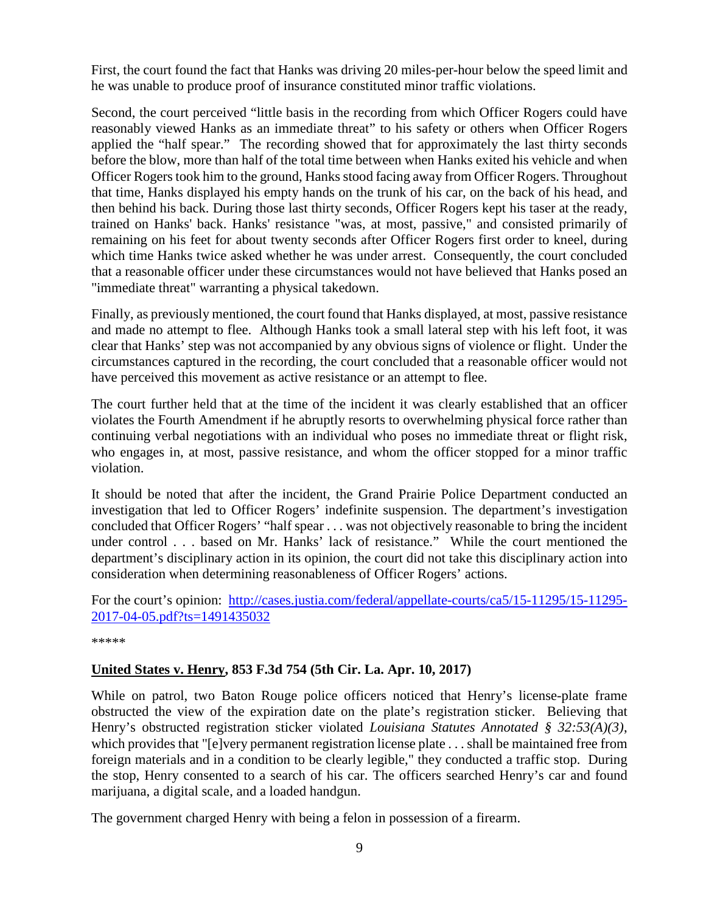First, the court found the fact that Hanks was driving 20 miles-per-hour below the speed limit and he was unable to produce proof of insurance constituted minor traffic violations.

Second, the court perceived "little basis in the recording from which Officer Rogers could have reasonably viewed Hanks as an immediate threat" to his safety or others when Officer Rogers applied the "half spear." The recording showed that for approximately the last thirty seconds before the blow, more than half of the total time between when Hanks exited his vehicle and when Officer Rogers took him to the ground, Hanks stood facing away from Officer Rogers. Throughout that time, Hanks displayed his empty hands on the trunk of his car, on the back of his head, and then behind his back. During those last thirty seconds, Officer Rogers kept his taser at the ready, trained on Hanks' back. Hanks' resistance "was, at most, passive," and consisted primarily of remaining on his feet for about twenty seconds after Officer Rogers first order to kneel, during which time Hanks twice asked whether he was under arrest. Consequently, the court concluded that a reasonable officer under these circumstances would not have believed that Hanks posed an "immediate threat" warranting a physical takedown.

Finally, as previously mentioned, the court found that Hanks displayed, at most, passive resistance and made no attempt to flee. Although Hanks took a small lateral step with his left foot, it was clear that Hanks' step was not accompanied by any obvious signs of violence or flight. Under the circumstances captured in the recording, the court concluded that a reasonable officer would not have perceived this movement as active resistance or an attempt to flee.

The court further held that at the time of the incident it was clearly established that an officer violates the Fourth Amendment if he abruptly resorts to overwhelming physical force rather than continuing verbal negotiations with an individual who poses no immediate threat or flight risk, who engages in, at most, passive resistance, and whom the officer stopped for a minor traffic violation.

It should be noted that after the incident, the Grand Prairie Police Department conducted an investigation that led to Officer Rogers' indefinite suspension. The department's investigation concluded that Officer Rogers' "half spear . . . was not objectively reasonable to bring the incident under control . . . based on Mr. Hanks' lack of resistance." While the court mentioned the department's disciplinary action in its opinion, the court did not take this disciplinary action into consideration when determining reasonableness of Officer Rogers' actions.

For the court's opinion: [http://cases.justia.com/federal/appellate-courts/ca5/15-11295/15-11295-2017-04-05.pdf?ts=1491435032](http://cases.justia.com/federal/appellate-courts/ca5/15-11295/15-11295-2017-04-05.pdf?ts=1491435032)

*****

**United States v. Henry, 853 F.3d 754 (5th Cir. La. Apr. 10, 2017)**

While on patrol, two Baton Rouge police officers noticed that Henry's license-plate frame obstructed the view of the expiration date on the plate's registration sticker. Believing that Henry's obstructed registration sticker violated *Louisiana Statutes Annotated § 32:53(A)(3)*, which provides that "[e]very permanent registration license plate . . . shall be maintained free from foreign materials and in a condition to be clearly legible," they conducted a traffic stop. During the stop, Henry consented to a search of his car. The officers searched Henry's car and found marijuana, a digital scale, and a loaded handgun.

The government charged Henry with being a felon in possession of a firearm.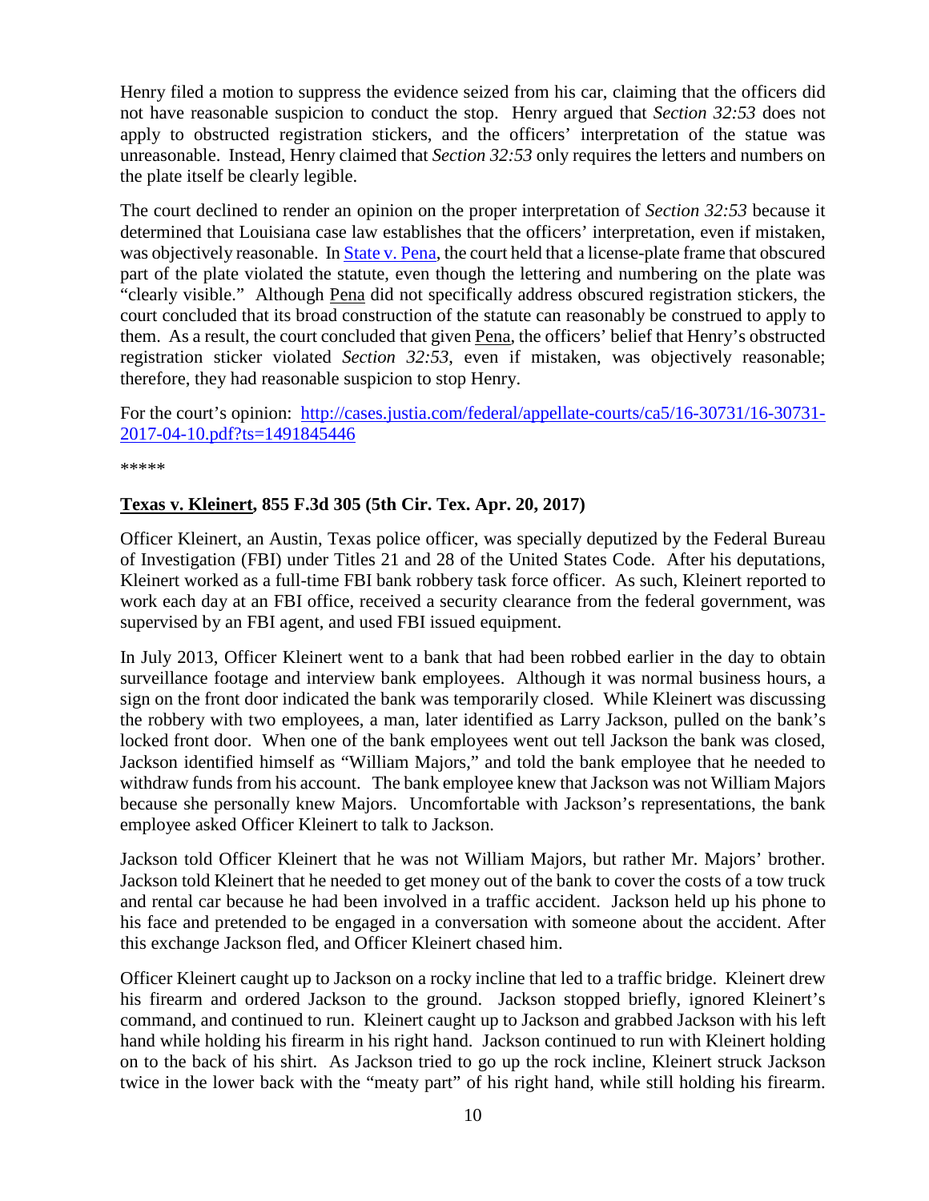Henry filed a motion to suppress the evidence seized from his car, claiming that the officers did not have reasonable suspicion to conduct the stop. Henry argued that *Section 32:53* does not apply to obstructed registration stickers, and the officers' interpretation of the statue was unreasonable. Instead, Henry claimed that *Section 32:53* only requires the letters and numbers on the plate itself be clearly legible.

The court declined to render an opinion on the proper interpretation of *Section 32:53* because it determined that Louisiana case law establishes that the officers' interpretation, even if mistaken, was objectively reasonable. In State v. Pena, the court held that a license-plate frame that obscured part of the plate violated the statute, even though the lettering and numbering on the plate was "clearly visible." Although Pena did not specifically address obscured registration stickers, the court concluded that its broad construction of the statute can reasonably be construed to apply to them. As a result, the court concluded that given Pena, the officers' belief that Henry's obstructed registration sticker violated *Section 32:53*, even if mistaken, was objectively reasonable; therefore, they had reasonable suspicion to stop Henry.

For the court's opinion: http://cases.justia.com/federal/appellate-courts/ca5/16-30731/16-30731-2017-04-10.pdf?ts=1491845446

*****

**Texas v. Kleinert, 855 F.3d 305 (5th Cir. Tex. Apr. 20, 2017)**

Officer Kleinert, an Austin, Texas police officer, was specially deputized by the Federal Bureau of Investigation (FBI) under Titles 21 and 28 of the United States Code. After his deputations, Kleinert worked as a full-time FBI bank robbery task force officer. As such, Kleinert reported to work each day at an FBI office, received a security clearance from the federal government, was supervised by an FBI agent, and used FBI issued equipment.

In July 2013, Officer Kleinert went to a bank that had been robbed earlier in the day to obtain surveillance footage and interview bank employees. Although it was normal business hours, a sign on the front door indicated the bank was temporarily closed. While Kleinert was discussing the robbery with two employees, a man, later identified as Larry Jackson, pulled on the bank's locked front door. When one of the bank employees went out tell Jackson the bank was closed, Jackson identified himself as "William Majors," and told the bank employee that he needed to withdraw funds from his account. The bank employee knew that Jackson was not William Majors because she personally knew Majors. Uncomfortable with Jackson's representations, the bank employee asked Officer Kleinert to talk to Jackson.

Jackson told Officer Kleinert that he was not William Majors, but rather Mr. Majors' brother. Jackson told Kleinert that he needed to get money out of the bank to cover the costs of a tow truck and rental car because he had been involved in a traffic accident. Jackson held up his phone to his face and pretended to be engaged in a conversation with someone about the accident. After this exchange Jackson fled, and Officer Kleinert chased him.

Officer Kleinert caught up to Jackson on a rocky incline that led to a traffic bridge. Kleinert drew his firearm and ordered Jackson to the ground. Jackson stopped briefly, ignored Kleinert's command, and continued to run. Kleinert caught up to Jackson and grabbed Jackson with his left hand while holding his firearm in his right hand. Jackson continued to run with Kleinert holding on to the back of his shirt. As Jackson tried to go up the rock incline, Kleinert struck Jackson twice in the lower back with the "meaty part" of his right hand, while still holding his firearm.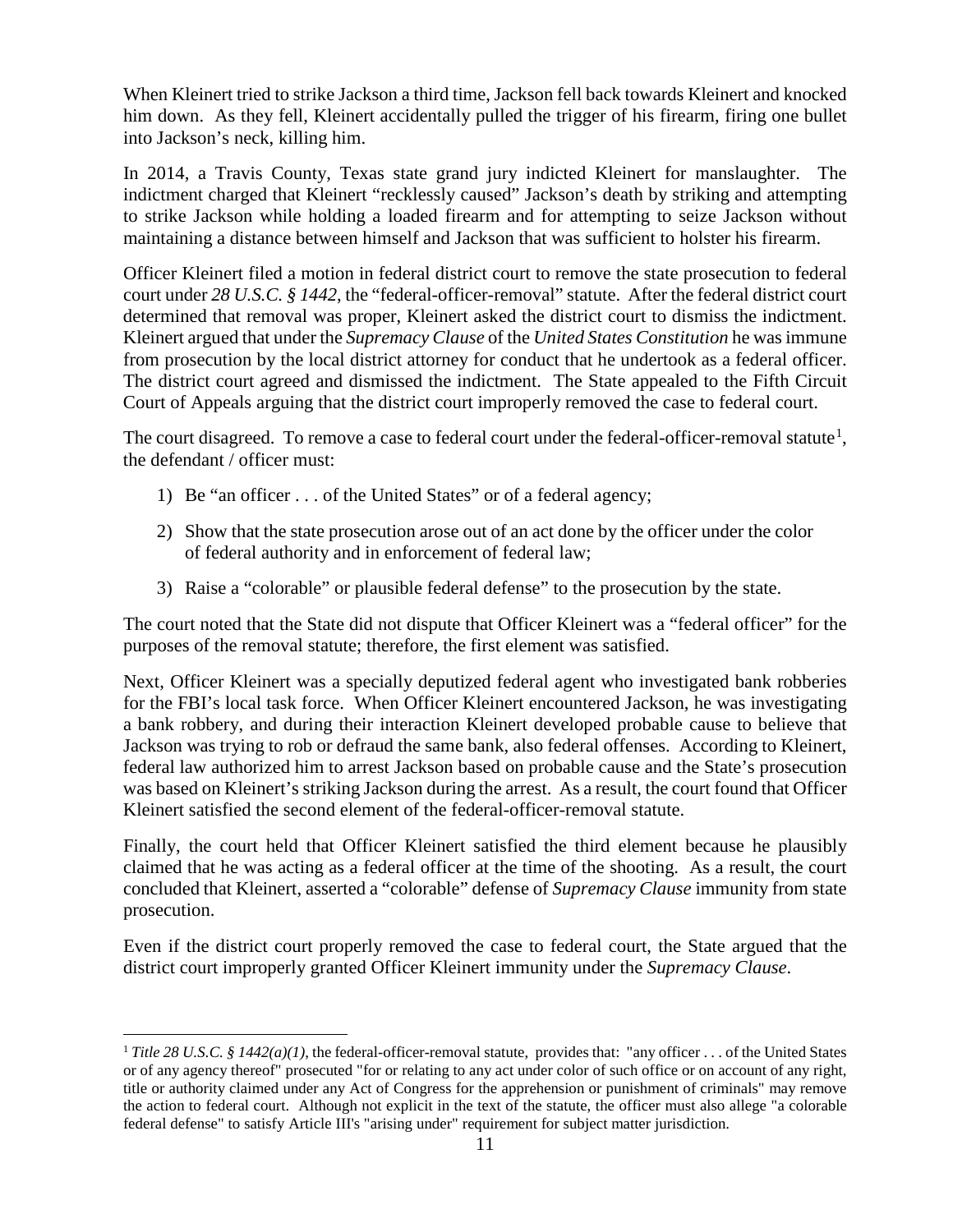When Kleinert tried to strike Jackson a third time, Jackson fell back towards Kleinert and knocked him down. As they fell, Kleinert accidentally pulled the trigger of his firearm, firing one bullet into Jackson's neck, killing him.

In 2014, a Travis County, Texas state grand jury indicted Kleinert for manslaughter. The indictment charged that Kleinert "recklessly caused" Jackson's death by striking and attempting to strike Jackson while holding a loaded firearm and for attempting to seize Jackson without maintaining a distance between himself and Jackson that was sufficient to holster his firearm.

Officer Kleinert filed a motion in federal district court to remove the state prosecution to federal court under *28 U.S.C. § 1442*, the "federal-officer-removal" statute. After the federal district court determined that removal was proper, Kleinert asked the district court to dismiss the indictment. Kleinert argued that under the *Supremacy Clause* of the *United States Constitution* he was immune from prosecution by the local district attorney for conduct that he undertook as a federal officer. The district court agreed and dismissed the indictment. The State appealed to the Fifth Circuit Court of Appeals arguing that the district court improperly removed the case to federal court.

The court disagreed. To remove a case to federal court under the federal-officer-removal statute[1], the defendant / officer must:

1) Be "an officer . . . of the United States" or of a federal agency;
2) Show that the state prosecution arose out of an act done by the officer under the color of federal authority and in enforcement of federal law;
3) Raise a "colorable" or plausible federal defense" to the prosecution by the state.

The court noted that the State did not dispute that Officer Kleinert was a "federal officer" for the purposes of the removal statute; therefore, the first element was satisfied.

Next, Officer Kleinert was a specially deputized federal agent who investigated bank robberies for the FBI's local task force. When Officer Kleinert encountered Jackson, he was investigating a bank robbery, and during their interaction Kleinert developed probable cause to believe that Jackson was trying to rob or defraud the same bank, also federal offenses. According to Kleinert, federal law authorized him to arrest Jackson based on probable cause and the State's prosecution was based on Kleinert's striking Jackson during the arrest. As a result, the court found that Officer Kleinert satisfied the second element of the federal-officer-removal statute.

Finally, the court held that Officer Kleinert satisfied the third element because he plausibly claimed that he was acting as a federal officer at the time of the shooting. As a result, the court concluded that Kleinert, asserted a "colorable" defense of *Supremacy Clause* immunity from state prosecution.

Even if the district court properly removed the case to federal court, the State argued that the district court improperly granted Officer Kleinert immunity under the *Supremacy Clause*.

---

[1] *Title 28 U.S.C. § 1442(a)(1)*, the federal-officer-removal statute, provides that: "any officer . . . of the United States or of any agency thereof" prosecuted "for or relating to any act under color of such office or on account of any right, title or authority claimed under any Act of Congress for the apprehension or punishment of criminals" may remove the action to federal court. Although not explicit in the text of the statute, the officer must also allege "a colorable federal defense" to satisfy Article III's "arising under" requirement for subject matter jurisdiction.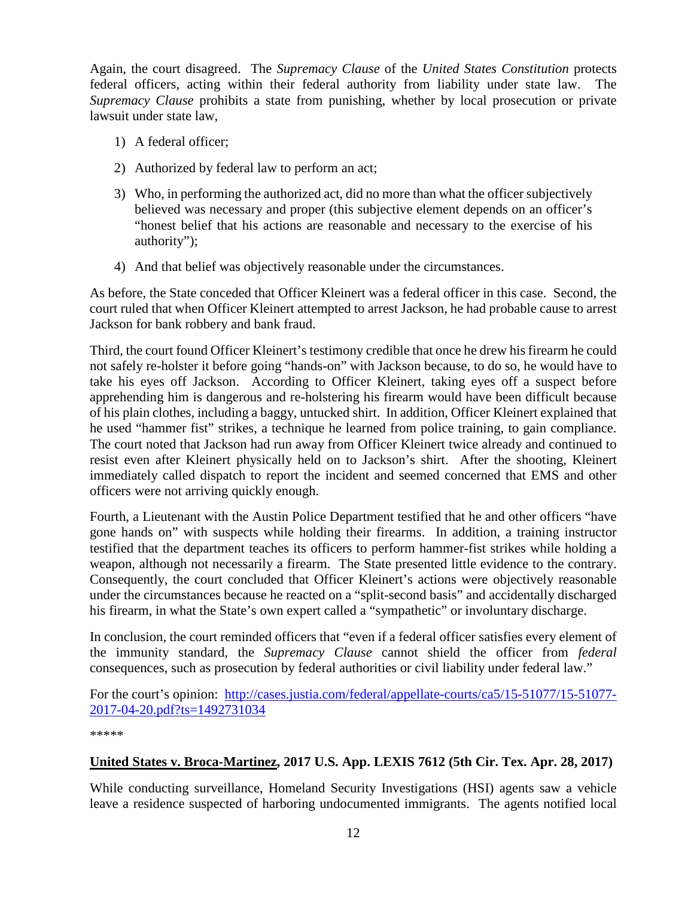Again, the court disagreed. The *Supremacy Clause* of the *United States Constitution* protects federal officers, acting within their federal authority from liability under state law. The *Supremacy Clause* prohibits a state from punishing, whether by local prosecution or private lawsuit under state law,

1) A federal officer;
2) Authorized by federal law to perform an act;
3) Who, in performing the authorized act, did no more than what the officer subjectively believed was necessary and proper (this subjective element depends on an officer's "honest belief that his actions are reasonable and necessary to the exercise of his authority");
4) And that belief was objectively reasonable under the circumstances.

As before, the State conceded that Officer Kleinert was a federal officer in this case. Second, the court ruled that when Officer Kleinert attempted to arrest Jackson, he had probable cause to arrest Jackson for bank robbery and bank fraud.

Third, the court found Officer Kleinert's testimony credible that once he drew his firearm he could not safely re-holster it before going "hands-on" with Jackson because, to do so, he would have to take his eyes off Jackson. According to Officer Kleinert, taking eyes off a suspect before apprehending him is dangerous and re-holstering his firearm would have been difficult because of his plain clothes, including a baggy, untucked shirt. In addition, Officer Kleinert explained that he used "hammer fist" strikes, a technique he learned from police training, to gain compliance. The court noted that Jackson had run away from Officer Kleinert twice already and continued to resist even after Kleinert physically held on to Jackson's shirt. After the shooting, Kleinert immediately called dispatch to report the incident and seemed concerned that EMS and other officers were not arriving quickly enough.

Fourth, a Lieutenant with the Austin Police Department testified that he and other officers "have gone hands on" with suspects while holding their firearms. In addition, a training instructor testified that the department teaches its officers to perform hammer-fist strikes while holding a weapon, although not necessarily a firearm. The State presented little evidence to the contrary. Consequently, the court concluded that Officer Kleinert's actions were objectively reasonable under the circumstances because he reacted on a "split-second basis" and accidentally discharged his firearm, in what the State's own expert called a "sympathetic" or involuntary discharge.

In conclusion, the court reminded officers that "even if a federal officer satisfies every element of the immunity standard, the *Supremacy Clause* cannot shield the officer from *federal* consequences, such as prosecution by federal authorities or civil liability under federal law."

For the court's opinion: [http://cases.justia.com/federal/appellate-courts/ca5/15-51077/15-51077-2017-04-20.pdf?ts=1492731034](http://cases.justia.com/federal/appellate-courts/ca5/15-51077/15-51077-2017-04-20.pdf?ts=1492731034)

*****

**United States v. Broca-Martinez, 2017 U.S. App. LEXIS 7612 (5th Cir. Tex. Apr. 28, 2017)**

While conducting surveillance, Homeland Security Investigations (HSI) agents saw a vehicle leave a residence suspected of harboring undocumented immigrants. The agents notified local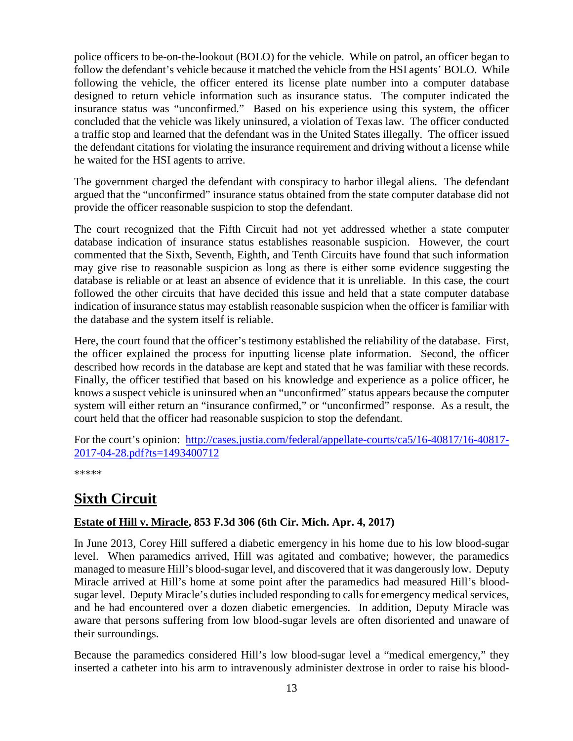police officers to be-on-the-lookout (BOLO) for the vehicle. While on patrol, an officer began to follow the defendant's vehicle because it matched the vehicle from the HSI agents' BOLO. While following the vehicle, the officer entered its license plate number into a computer database designed to return vehicle information such as insurance status. The computer indicated the insurance status was "unconfirmed." Based on his experience using this system, the officer concluded that the vehicle was likely uninsured, a violation of Texas law. The officer conducted a traffic stop and learned that the defendant was in the United States illegally. The officer issued the defendant citations for violating the insurance requirement and driving without a license while he waited for the HSI agents to arrive.

The government charged the defendant with conspiracy to harbor illegal aliens. The defendant argued that the "unconfirmed" insurance status obtained from the state computer database did not provide the officer reasonable suspicion to stop the defendant.

The court recognized that the Fifth Circuit had not yet addressed whether a state computer database indication of insurance status establishes reasonable suspicion. However, the court commented that the Sixth, Seventh, Eighth, and Tenth Circuits have found that such information may give rise to reasonable suspicion as long as there is either some evidence suggesting the database is reliable or at least an absence of evidence that it is unreliable. In this case, the court followed the other circuits that have decided this issue and held that a state computer database indication of insurance status may establish reasonable suspicion when the officer is familiar with the database and the system itself is reliable.

Here, the court found that the officer's testimony established the reliability of the database. First, the officer explained the process for inputting license plate information. Second, the officer described how records in the database are kept and stated that he was familiar with these records. Finally, the officer testified that based on his knowledge and experience as a police officer, he knows a suspect vehicle is uninsured when an "unconfirmed" status appears because the computer system will either return an "insurance confirmed," or "unconfirmed" response. As a result, the court held that the officer had reasonable suspicion to stop the defendant.

For the court's opinion: [http://cases.justia.com/federal/appellate-courts/ca5/16-40817/16-40817-2017-04-28.pdf?ts=1493400712](http://cases.justia.com/federal/appellate-courts/ca5/16-40817/16-40817-2017-04-28.pdf?ts=1493400712)

*****

## Sixth Circuit

### Estate of Hill v. Miracle, 853 F.3d 306 (6th Cir. Mich. Apr. 4, 2017)

In June 2013, Corey Hill suffered a diabetic emergency in his home due to his low blood-sugar level. When paramedics arrived, Hill was agitated and combative; however, the paramedics managed to measure Hill's blood-sugar level, and discovered that it was dangerously low. Deputy Miracle arrived at Hill's home at some point after the paramedics had measured Hill's blood-sugar level. Deputy Miracle's duties included responding to calls for emergency medical services, and he had encountered over a dozen diabetic emergencies. In addition, Deputy Miracle was aware that persons suffering from low blood-sugar levels are often disoriented and unaware of their surroundings.

Because the paramedics considered Hill's low blood-sugar level a "medical emergency," they inserted a catheter into his arm to intravenously administer dextrose in order to raise his blood-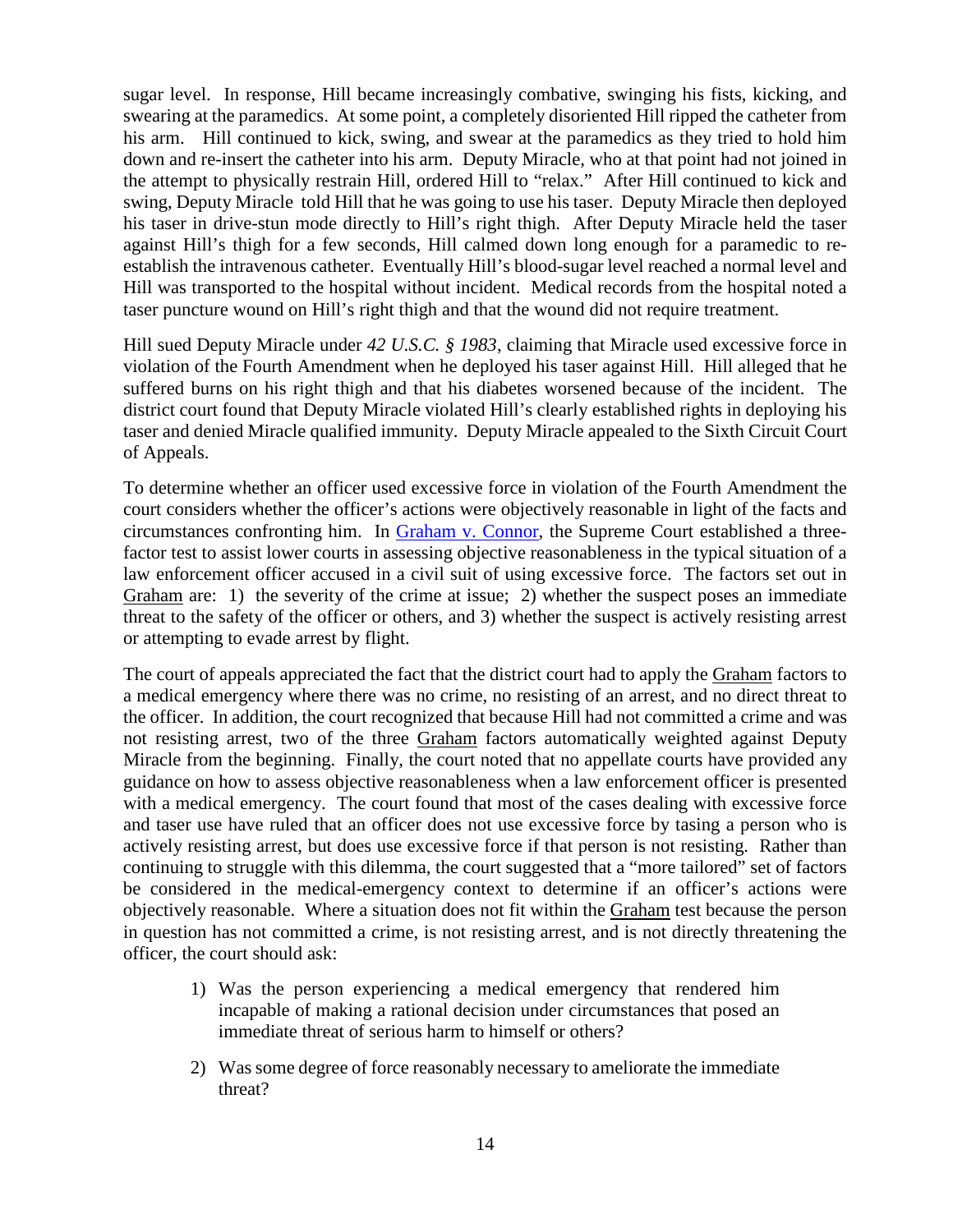sugar level. In response, Hill became increasingly combative, swinging his fists, kicking, and swearing at the paramedics. At some point, a completely disoriented Hill ripped the catheter from his arm. Hill continued to kick, swing, and swear at the paramedics as they tried to hold him down and re-insert the catheter into his arm. Deputy Miracle, who at that point had not joined in the attempt to physically restrain Hill, ordered Hill to "relax." After Hill continued to kick and swing, Deputy Miracle told Hill that he was going to use his taser. Deputy Miracle then deployed his taser in drive-stun mode directly to Hill's right thigh. After Deputy Miracle held the taser against Hill's thigh for a few seconds, Hill calmed down long enough for a paramedic to re-establish the intravenous catheter. Eventually Hill's blood-sugar level reached a normal level and Hill was transported to the hospital without incident. Medical records from the hospital noted a taser puncture wound on Hill's right thigh and that the wound did not require treatment.

Hill sued Deputy Miracle under *42 U.S.C. § 1983*, claiming that Miracle used excessive force in violation of the Fourth Amendment when he deployed his taser against Hill. Hill alleged that he suffered burns on his right thigh and that his diabetes worsened because of the incident. The district court found that Deputy Miracle violated Hill's clearly established rights in deploying his taser and denied Miracle qualified immunity. Deputy Miracle appealed to the Sixth Circuit Court of Appeals.

To determine whether an officer used excessive force in violation of the Fourth Amendment the court considers whether the officer's actions were objectively reasonable in light of the facts and circumstances confronting him. In Graham v. Connor, the Supreme Court established a three-factor test to assist lower courts in assessing objective reasonableness in the typical situation of a law enforcement officer accused in a civil suit of using excessive force. The factors set out in Graham are: 1) the severity of the crime at issue; 2) whether the suspect poses an immediate threat to the safety of the officer or others, and 3) whether the suspect is actively resisting arrest or attempting to evade arrest by flight.

The court of appeals appreciated the fact that the district court had to apply the Graham factors to a medical emergency where there was no crime, no resisting of an arrest, and no direct threat to the officer. In addition, the court recognized that because Hill had not committed a crime and was not resisting arrest, two of the three Graham factors automatically weighted against Deputy Miracle from the beginning. Finally, the court noted that no appellate courts have provided any guidance on how to assess objective reasonableness when a law enforcement officer is presented with a medical emergency. The court found that most of the cases dealing with excessive force and taser use have ruled that an officer does not use excessive force by tasing a person who is actively resisting arrest, but does use excessive force if that person is not resisting. Rather than continuing to struggle with this dilemma, the court suggested that a "more tailored" set of factors be considered in the medical-emergency context to determine if an officer's actions were objectively reasonable. Where a situation does not fit within the Graham test because the person in question has not committed a crime, is not resisting arrest, and is not directly threatening the officer, the court should ask:

1) Was the person experiencing a medical emergency that rendered him incapable of making a rational decision under circumstances that posed an immediate threat of serious harm to himself or others?

2) Was some degree of force reasonably necessary to ameliorate the immediate threat?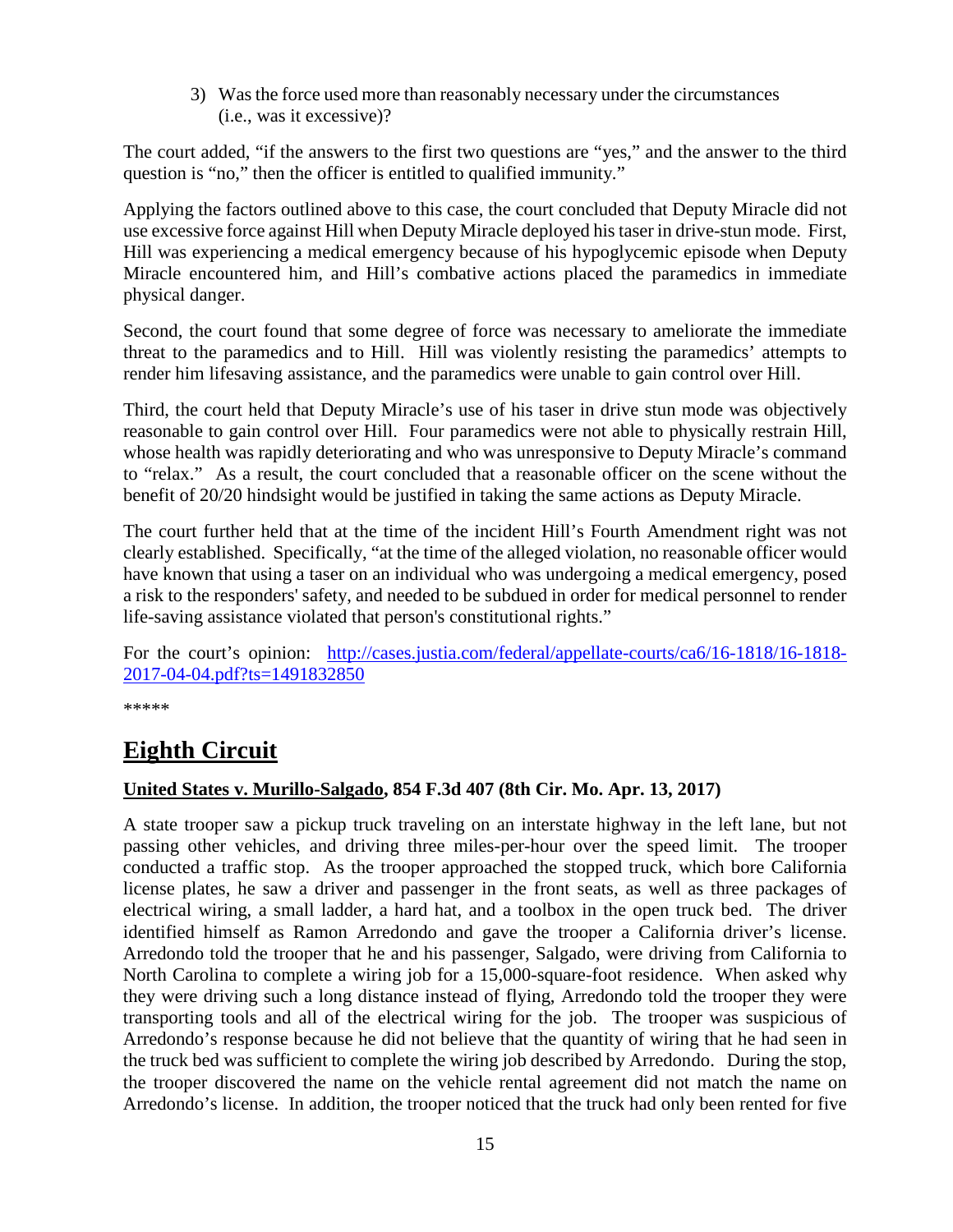3) Was the force used more than reasonably necessary under the circumstances (i.e., was it excessive)?

The court added, "if the answers to the first two questions are "yes," and the answer to the third question is "no," then the officer is entitled to qualified immunity."

Applying the factors outlined above to this case, the court concluded that Deputy Miracle did not use excessive force against Hill when Deputy Miracle deployed his taser in drive-stun mode. First, Hill was experiencing a medical emergency because of his hypoglycemic episode when Deputy Miracle encountered him, and Hill's combative actions placed the paramedics in immediate physical danger.

Second, the court found that some degree of force was necessary to ameliorate the immediate threat to the paramedics and to Hill. Hill was violently resisting the paramedics' attempts to render him lifesaving assistance, and the paramedics were unable to gain control over Hill.

Third, the court held that Deputy Miracle's use of his taser in drive stun mode was objectively reasonable to gain control over Hill. Four paramedics were not able to physically restrain Hill, whose health was rapidly deteriorating and who was unresponsive to Deputy Miracle's command to "relax." As a result, the court concluded that a reasonable officer on the scene without the benefit of 20/20 hindsight would be justified in taking the same actions as Deputy Miracle.

The court further held that at the time of the incident Hill's Fourth Amendment right was not clearly established. Specifically, "at the time of the alleged violation, no reasonable officer would have known that using a taser on an individual who was undergoing a medical emergency, posed a risk to the responders' safety, and needed to be subdued in order for medical personnel to render life-saving assistance violated that person's constitutional rights."

For the court's opinion: [http://cases.justia.com/federal/appellate-courts/ca6/16-1818/16-1818-2017-04-04.pdf?ts=1491832850](http://cases.justia.com/federal/appellate-courts/ca6/16-1818/16-1818-2017-04-04.pdf?ts=1491832850)

*****

# Eighth Circuit

**United States v. Murillo-Salgado, 854 F.3d 407 (8th Cir. Mo. Apr. 13, 2017)**

A state trooper saw a pickup truck traveling on an interstate highway in the left lane, but not passing other vehicles, and driving three miles-per-hour over the speed limit. The trooper conducted a traffic stop. As the trooper approached the stopped truck, which bore California license plates, he saw a driver and passenger in the front seats, as well as three packages of electrical wiring, a small ladder, a hard hat, and a toolbox in the open truck bed. The driver identified himself as Ramon Arredondo and gave the trooper a California driver's license. Arredondo told the trooper that he and his passenger, Salgado, were driving from California to North Carolina to complete a wiring job for a 15,000-square-foot residence. When asked why they were driving such a long distance instead of flying, Arredondo told the trooper they were transporting tools and all of the electrical wiring for the job. The trooper was suspicious of Arredondo's response because he did not believe that the quantity of wiring that he had seen in the truck bed was sufficient to complete the wiring job described by Arredondo. During the stop, the trooper discovered the name on the vehicle rental agreement did not match the name on Arredondo's license. In addition, the trooper noticed that the truck had only been rented for five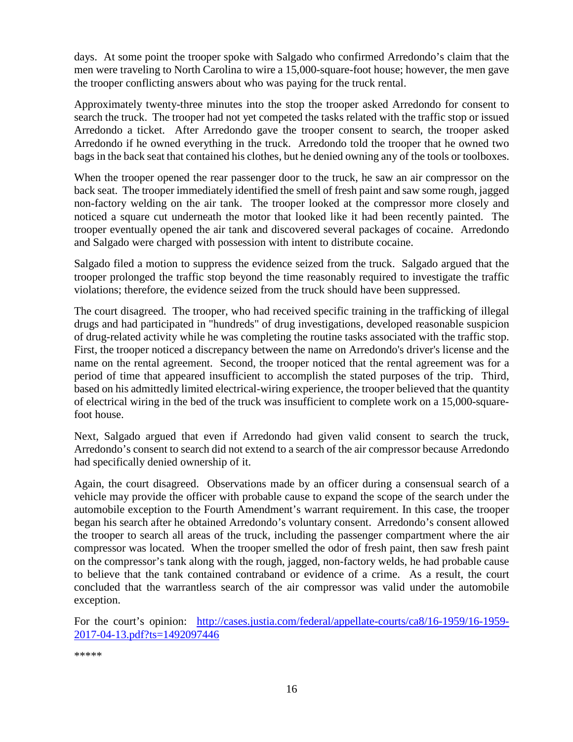days. At some point the trooper spoke with Salgado who confirmed Arredondo's claim that the men were traveling to North Carolina to wire a 15,000-square-foot house; however, the men gave the trooper conflicting answers about who was paying for the truck rental.

Approximately twenty-three minutes into the stop the trooper asked Arredondo for consent to search the truck. The trooper had not yet competed the tasks related with the traffic stop or issued Arredondo a ticket. After Arredondo gave the trooper consent to search, the trooper asked Arredondo if he owned everything in the truck. Arredondo told the trooper that he owned two bags in the back seat that contained his clothes, but he denied owning any of the tools or toolboxes.

When the trooper opened the rear passenger door to the truck, he saw an air compressor on the back seat. The trooper immediately identified the smell of fresh paint and saw some rough, jagged non-factory welding on the air tank. The trooper looked at the compressor more closely and noticed a square cut underneath the motor that looked like it had been recently painted. The trooper eventually opened the air tank and discovered several packages of cocaine. Arredondo and Salgado were charged with possession with intent to distribute cocaine.

Salgado filed a motion to suppress the evidence seized from the truck. Salgado argued that the trooper prolonged the traffic stop beyond the time reasonably required to investigate the traffic violations; therefore, the evidence seized from the truck should have been suppressed.

The court disagreed. The trooper, who had received specific training in the trafficking of illegal drugs and had participated in "hundreds" of drug investigations, developed reasonable suspicion of drug-related activity while he was completing the routine tasks associated with the traffic stop. First, the trooper noticed a discrepancy between the name on Arredondo's driver's license and the name on the rental agreement. Second, the trooper noticed that the rental agreement was for a period of time that appeared insufficient to accomplish the stated purposes of the trip. Third, based on his admittedly limited electrical-wiring experience, the trooper believed that the quantity of electrical wiring in the bed of the truck was insufficient to complete work on a 15,000-square-foot house.

Next, Salgado argued that even if Arredondo had given valid consent to search the truck, Arredondo's consent to search did not extend to a search of the air compressor because Arredondo had specifically denied ownership of it.

Again, the court disagreed. Observations made by an officer during a consensual search of a vehicle may provide the officer with probable cause to expand the scope of the search under the automobile exception to the Fourth Amendment's warrant requirement. In this case, the trooper began his search after he obtained Arredondo's voluntary consent. Arredondo's consent allowed the trooper to search all areas of the truck, including the passenger compartment where the air compressor was located. When the trooper smelled the odor of fresh paint, then saw fresh paint on the compressor's tank along with the rough, jagged, non-factory welds, he had probable cause to believe that the tank contained contraband or evidence of a crime. As a result, the court concluded that the warrantless search of the air compressor was valid under the automobile exception.

For the court's opinion: [http://cases.justia.com/federal/appellate-courts/ca8/16-1959/16-1959-2017-04-13.pdf?ts=1492097446](http://cases.justia.com/federal/appellate-courts/ca8/16-1959/16-1959-2017-04-13.pdf?ts=1492097446)

*****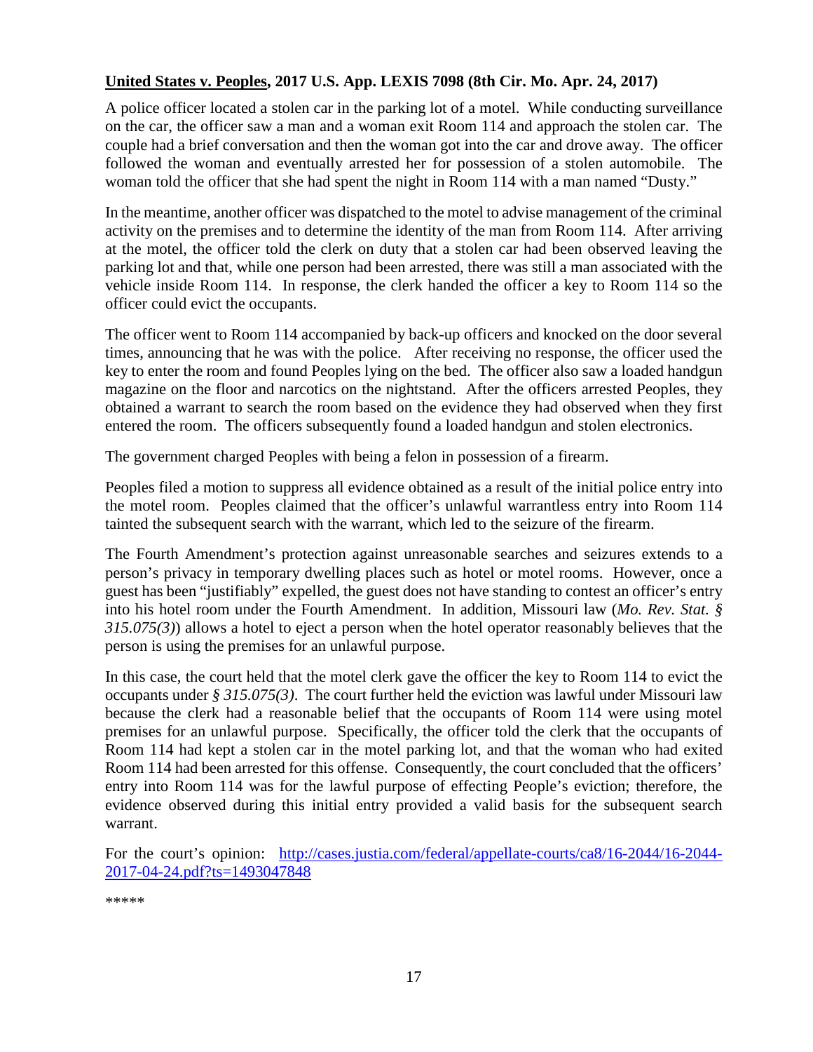**United States v. Peoples, 2017 U.S. App. LEXIS 7098 (8th Cir. Mo. Apr. 24, 2017)**

A police officer located a stolen car in the parking lot of a motel. While conducting surveillance on the car, the officer saw a man and a woman exit Room 114 and approach the stolen car. The couple had a brief conversation and then the woman got into the car and drove away. The officer followed the woman and eventually arrested her for possession of a stolen automobile. The woman told the officer that she had spent the night in Room 114 with a man named "Dusty."

In the meantime, another officer was dispatched to the motel to advise management of the criminal activity on the premises and to determine the identity of the man from Room 114. After arriving at the motel, the officer told the clerk on duty that a stolen car had been observed leaving the parking lot and that, while one person had been arrested, there was still a man associated with the vehicle inside Room 114. In response, the clerk handed the officer a key to Room 114 so the officer could evict the occupants.

The officer went to Room 114 accompanied by back-up officers and knocked on the door several times, announcing that he was with the police. After receiving no response, the officer used the key to enter the room and found Peoples lying on the bed. The officer also saw a loaded handgun magazine on the floor and narcotics on the nightstand. After the officers arrested Peoples, they obtained a warrant to search the room based on the evidence they had observed when they first entered the room. The officers subsequently found a loaded handgun and stolen electronics.

The government charged Peoples with being a felon in possession of a firearm.

Peoples filed a motion to suppress all evidence obtained as a result of the initial police entry into the motel room. Peoples claimed that the officer's unlawful warrantless entry into Room 114 tainted the subsequent search with the warrant, which led to the seizure of the firearm.

The Fourth Amendment's protection against unreasonable searches and seizures extends to a person's privacy in temporary dwelling places such as hotel or motel rooms. However, once a guest has been "justifiably" expelled, the guest does not have standing to contest an officer's entry into his hotel room under the Fourth Amendment. In addition, Missouri law (*Mo. Rev. Stat. § 315.075(3)*) allows a hotel to eject a person when the hotel operator reasonably believes that the person is using the premises for an unlawful purpose.

In this case, the court held that the motel clerk gave the officer the key to Room 114 to evict the occupants under *§ 315.075(3)*. The court further held the eviction was lawful under Missouri law because the clerk had a reasonable belief that the occupants of Room 114 were using motel premises for an unlawful purpose. Specifically, the officer told the clerk that the occupants of Room 114 had kept a stolen car in the motel parking lot, and that the woman who had exited Room 114 had been arrested for this offense. Consequently, the court concluded that the officers' entry into Room 114 was for the lawful purpose of effecting People's eviction; therefore, the evidence observed during this initial entry provided a valid basis for the subsequent search warrant.

For the court's opinion: [http://cases.justia.com/federal/appellate-courts/ca8/16-2044/16-2044-2017-04-24.pdf?ts=1493047848](http://cases.justia.com/federal/appellate-courts/ca8/16-2044/16-2044-2017-04-24.pdf?ts=1493047848)

*****